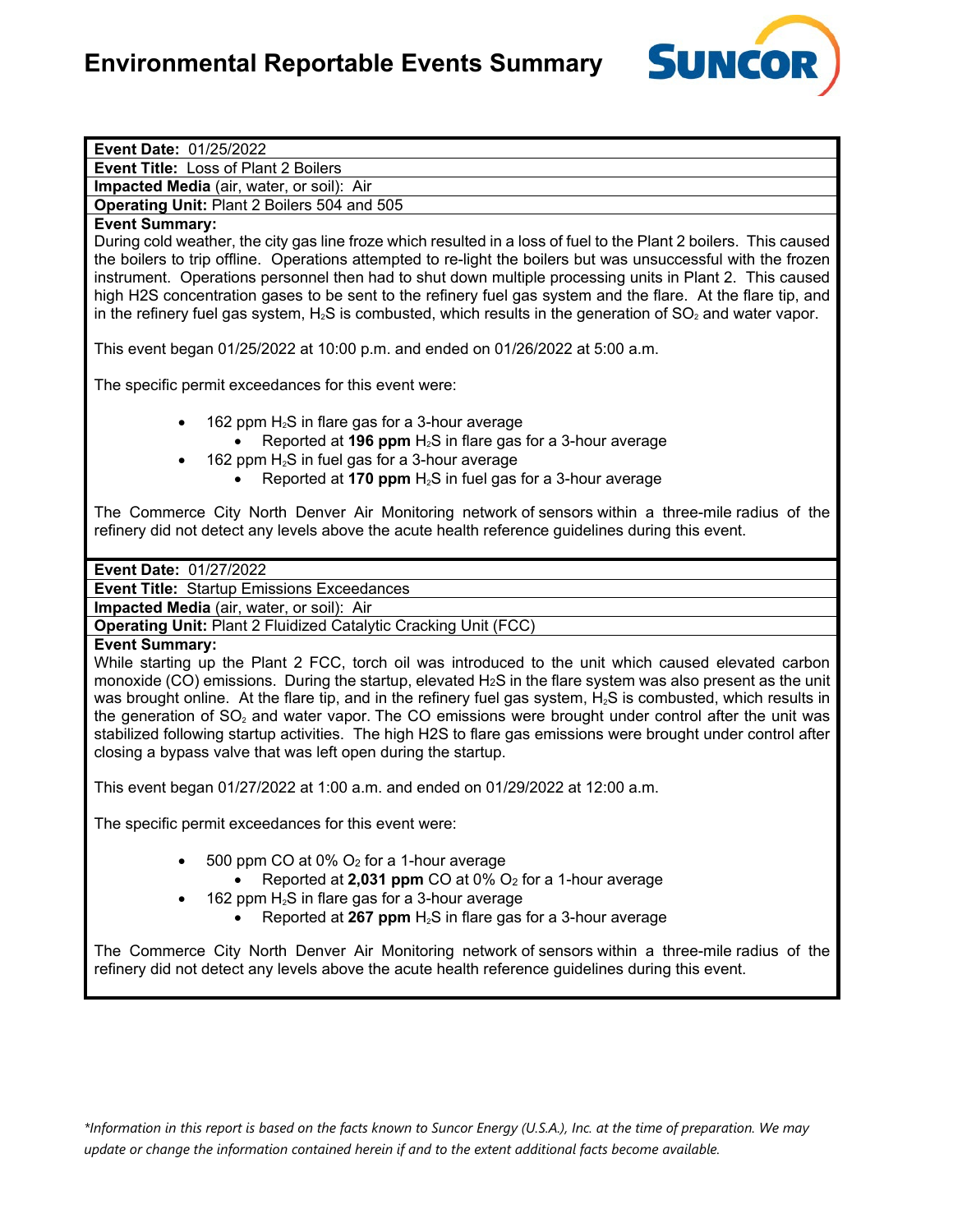# Environmental Reportable Events Summary

**Event Date:** 01/25/2022

**Event Title:** Loss of Plant 2 Boilers

**Impacted Media** (air, water, or soil): Air

**Operating Unit:** Plant 2 Boilers 504 and 505

**Event Summary:**

During cold weather, the city gas line froze which resulted in a loss of fuel to the Plant 2 boilers. This caused the boilers to trip offline. Operations attempted to re-light the boilers but was unsuccessful with the frozen instrument. Operations personnel then had to shut down multiple processing units in Plant 2. This caused high H2S concentration gases to be sent to the refinery fuel gas system and the flare. At the flare tip, and in the refinery fuel gas system, $H_2S$ is combusted, which results in the generation of $SO_2$ and water vapor.

This event began 01/25/2022 at 10:00 p.m. and ended on 01/26/2022 at 5:00 a.m.

The specific permit exceedances for this event were:

- 162 ppm $H_2S$ in flare gas for a 3-hour average
  - Reported at **196 ppm** $H_2S$ in flare gas for a 3-hour average
- 162 ppm $H_2S$ in fuel gas for a 3-hour average
  - Reported at **170 ppm** $H_2S$ in fuel gas for a 3-hour average

The Commerce City North Denver Air Monitoring network of sensors within a three-mile radius of the refinery did not detect any levels above the acute health reference guidelines during this event.

---

**Event Date:** 01/27/2022

**Event Title:** Startup Emissions Exceedances

**Impacted Media** (air, water, or soil): Air

**Operating Unit:** Plant 2 Fluidized Catalytic Cracking Unit (FCC)

**Event Summary:**

While starting up the Plant 2 FCC, torch oil was introduced to the unit which caused elevated carbon monoxide (CO) emissions. During the startup, elevated $H_2S$ in the flare system was also present as the unit was brought online. At the flare tip, and in the refinery fuel gas system, $H_2S$ is combusted, which results in the generation of $SO_2$ and water vapor. The CO emissions were brought under control after the unit was stabilized following startup activities. The high H2S to flare gas emissions were brought under control after closing a bypass valve that was left open during the startup.

This event began 01/27/2022 at 1:00 a.m. and ended on 01/29/2022 at 12:00 a.m.

The specific permit exceedances for this event were:

- 500 ppm CO at 0% $O_2$ for a 1-hour average
  - Reported at **2,031 ppm** CO at 0% $O_2$ for a 1-hour average
- 162 ppm $H_2S$ in flare gas for a 3-hour average
  - Reported at **267 ppm** $H_2S$ in flare gas for a 3-hour average

The Commerce City North Denver Air Monitoring network of sensors within a three-mile radius of the refinery did not detect any levels above the acute health reference guidelines during this event.

*Information in this report is based on the facts known to Suncor Energy (U.S.A.), Inc. at the time of preparation. We may update or change the information contained herein if and to the extent additional facts become available.*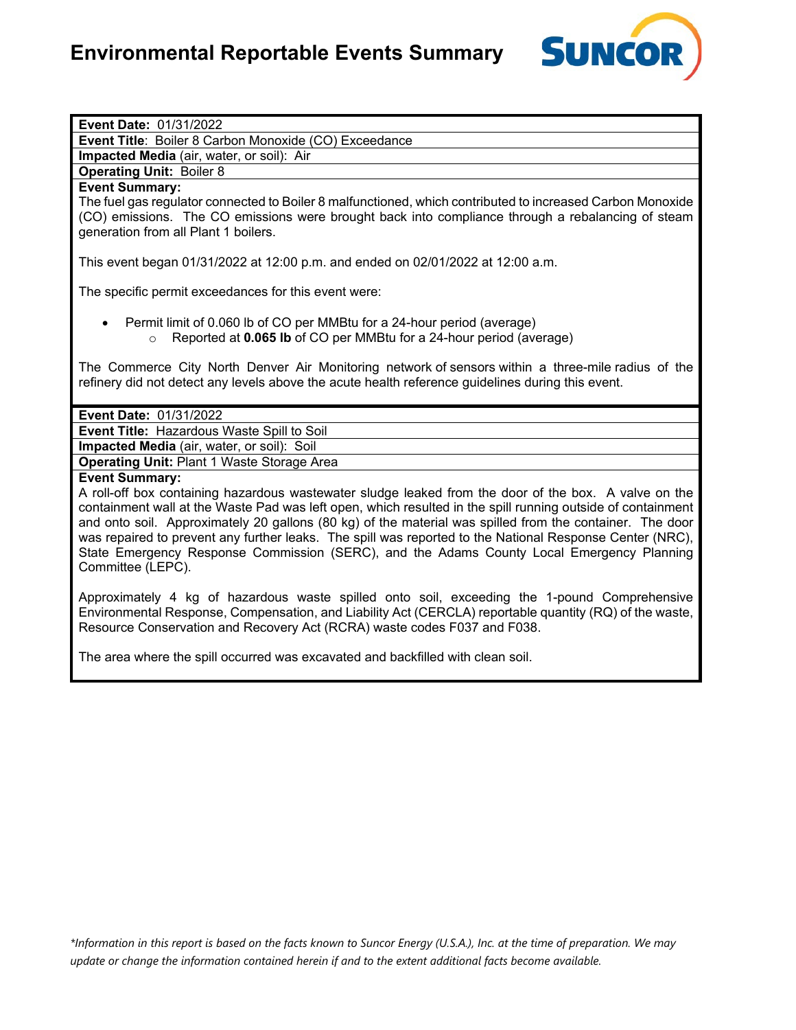# Environmental Reportable Events Summary

**Event Date:** 01/31/2022

**Event Title**: Boiler 8 Carbon Monoxide (CO) Exceedance

**Impacted Media** (air, water, or soil): Air

**Operating Unit:** Boiler 8

**Event Summary:**

The fuel gas regulator connected to Boiler 8 malfunctioned, which contributed to increased Carbon Monoxide (CO) emissions. The CO emissions were brought back into compliance through a rebalancing of steam generation from all Plant 1 boilers.

This event began 01/31/2022 at 12:00 p.m. and ended on 02/01/2022 at 12:00 a.m.

The specific permit exceedances for this event were:

- Permit limit of 0.060 lb of CO per MMBtu for a 24-hour period (average)
  - Reported at **0.065 lb** of CO per MMBtu for a 24-hour period (average)

The Commerce City North Denver Air Monitoring network of sensors within a three-mile radius of the refinery did not detect any levels above the acute health reference guidelines during this event.

---

**Event Date:** 01/31/2022

**Event Title:** Hazardous Waste Spill to Soil

**Impacted Media** (air, water, or soil): Soil

**Operating Unit:** Plant 1 Waste Storage Area

**Event Summary:**

A roll-off box containing hazardous wastewater sludge leaked from the door of the box. A valve on the containment wall at the Waste Pad was left open, which resulted in the spill running outside of containment and onto soil. Approximately 20 gallons (80 kg) of the material was spilled from the container. The door was repaired to prevent any further leaks. The spill was reported to the National Response Center (NRC), State Emergency Response Commission (SERC), and the Adams County Local Emergency Planning Committee (LEPC).

Approximately 4 kg of hazardous waste spilled onto soil, exceeding the 1-pound Comprehensive Environmental Response, Compensation, and Liability Act (CERCLA) reportable quantity (RQ) of the waste, Resource Conservation and Recovery Act (RCRA) waste codes F037 and F038.

The area where the spill occurred was excavated and backfilled with clean soil.

*\*Information in this report is based on the facts known to Suncor Energy (U.S.A.), Inc. at the time of preparation. We may update or change the information contained herein if and to the extent additional facts become available.*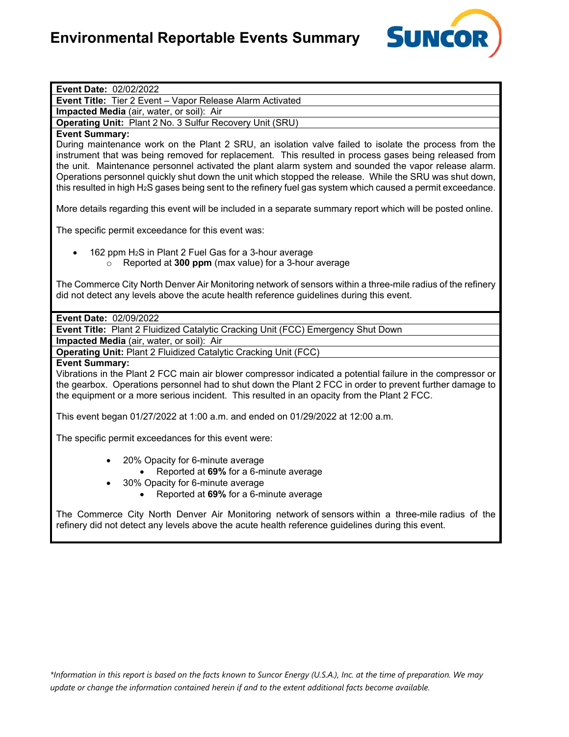# Environmental Reportable Events Summary

**Event Date:** 02/02/2022

**Event Title:** Tier 2 Event – Vapor Release Alarm Activated

**Impacted Media** (air, water, or soil): Air

**Operating Unit:** Plant 2 No. 3 Sulfur Recovery Unit (SRU)

**Event Summary:**

During maintenance work on the Plant 2 SRU, an isolation valve failed to isolate the process from the instrument that was being removed for replacement. This resulted in process gases being released from the unit. Maintenance personnel activated the plant alarm system and sounded the vapor release alarm. Operations personnel quickly shut down the unit which stopped the release. While the SRU was shut down, this resulted in high $H_2S$ gases being sent to the refinery fuel gas system which caused a permit exceedance.

More details regarding this event will be included in a separate summary report which will be posted online.

The specific permit exceedance for this event was:

- 162 ppm $H_2S$ in Plant 2 Fuel Gas for a 3-hour average
  - Reported at **300 ppm** (max value) for a 3-hour average

The Commerce City North Denver Air Monitoring network of sensors within a three-mile radius of the refinery did not detect any levels above the acute health reference guidelines during this event.

**Event Date:** 02/09/2022

**Event Title:** Plant 2 Fluidized Catalytic Cracking Unit (FCC) Emergency Shut Down

**Impacted Media** (air, water, or soil): Air

**Operating Unit:** Plant 2 Fluidized Catalytic Cracking Unit (FCC)

**Event Summary:**

Vibrations in the Plant 2 FCC main air blower compressor indicated a potential failure in the compressor or the gearbox. Operations personnel had to shut down the Plant 2 FCC in order to prevent further damage to the equipment or a more serious incident. This resulted in an opacity from the Plant 2 FCC.

This event began 01/27/2022 at 1:00 a.m. and ended on 01/29/2022 at 12:00 a.m.

The specific permit exceedances for this event were:

- 20% Opacity for 6-minute average
  - Reported at **69%** for a 6-minute average
- 30% Opacity for 6-minute average
  - Reported at **69%** for a 6-minute average

The Commerce City North Denver Air Monitoring network of sensors within a three-mile radius of the refinery did not detect any levels above the acute health reference guidelines during this event.

*Information in this report is based on the facts known to Suncor Energy (U.S.A.), Inc. at the time of preparation. We may update or change the information contained herein if and to the extent additional facts become available.*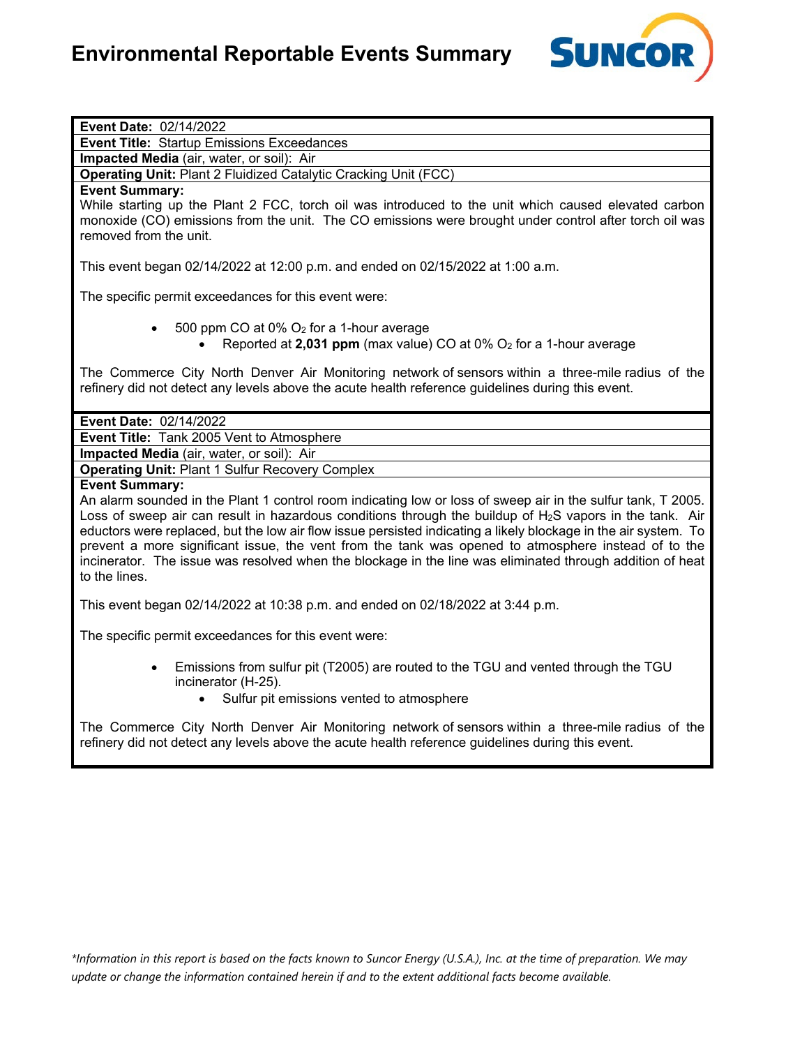# Environmental Reportable Events Summary

**Event Date:** 02/14/2022

**Event Title:** Startup Emissions Exceedances

**Impacted Media** (air, water, or soil): Air

**Operating Unit:** Plant 2 Fluidized Catalytic Cracking Unit (FCC)

**Event Summary:**

While starting up the Plant 2 FCC, torch oil was introduced to the unit which caused elevated carbon monoxide (CO) emissions from the unit. The CO emissions were brought under control after torch oil was removed from the unit.

This event began 02/14/2022 at 12:00 p.m. and ended on 02/15/2022 at 1:00 a.m.

The specific permit exceedances for this event were:

- 500 ppm CO at 0% $O_2$ for a 1-hour average
  - Reported at **2,031 ppm** (max value) CO at 0% $O_2$ for a 1-hour average

The Commerce City North Denver Air Monitoring network of sensors within a three-mile radius of the refinery did not detect any levels above the acute health reference guidelines during this event.

---

**Event Date:** 02/14/2022

**Event Title:** Tank 2005 Vent to Atmosphere

**Impacted Media** (air, water, or soil): Air

**Operating Unit:** Plant 1 Sulfur Recovery Complex

**Event Summary:**

An alarm sounded in the Plant 1 control room indicating low or loss of sweep air in the sulfur tank, T 2005. Loss of sweep air can result in hazardous conditions through the buildup of $H_2S$ vapors in the tank. Air eductors were replaced, but the low air flow issue persisted indicating a likely blockage in the air system. To prevent a more significant issue, the vent from the tank was opened to atmosphere instead of to the incinerator. The issue was resolved when the blockage in the line was eliminated through addition of heat to the lines.

This event began 02/14/2022 at 10:38 p.m. and ended on 02/18/2022 at 3:44 p.m.

The specific permit exceedances for this event were:

- Emissions from sulfur pit (T2005) are routed to the TGU and vented through the TGU incinerator (H-25).
  - Sulfur pit emissions vented to atmosphere

The Commerce City North Denver Air Monitoring network of sensors within a three-mile radius of the refinery did not detect any levels above the acute health reference guidelines during this event.

*\*Information in this report is based on the facts known to Suncor Energy (U.S.A.), Inc. at the time of preparation. We may update or change the information contained herein if and to the extent additional facts become available.*